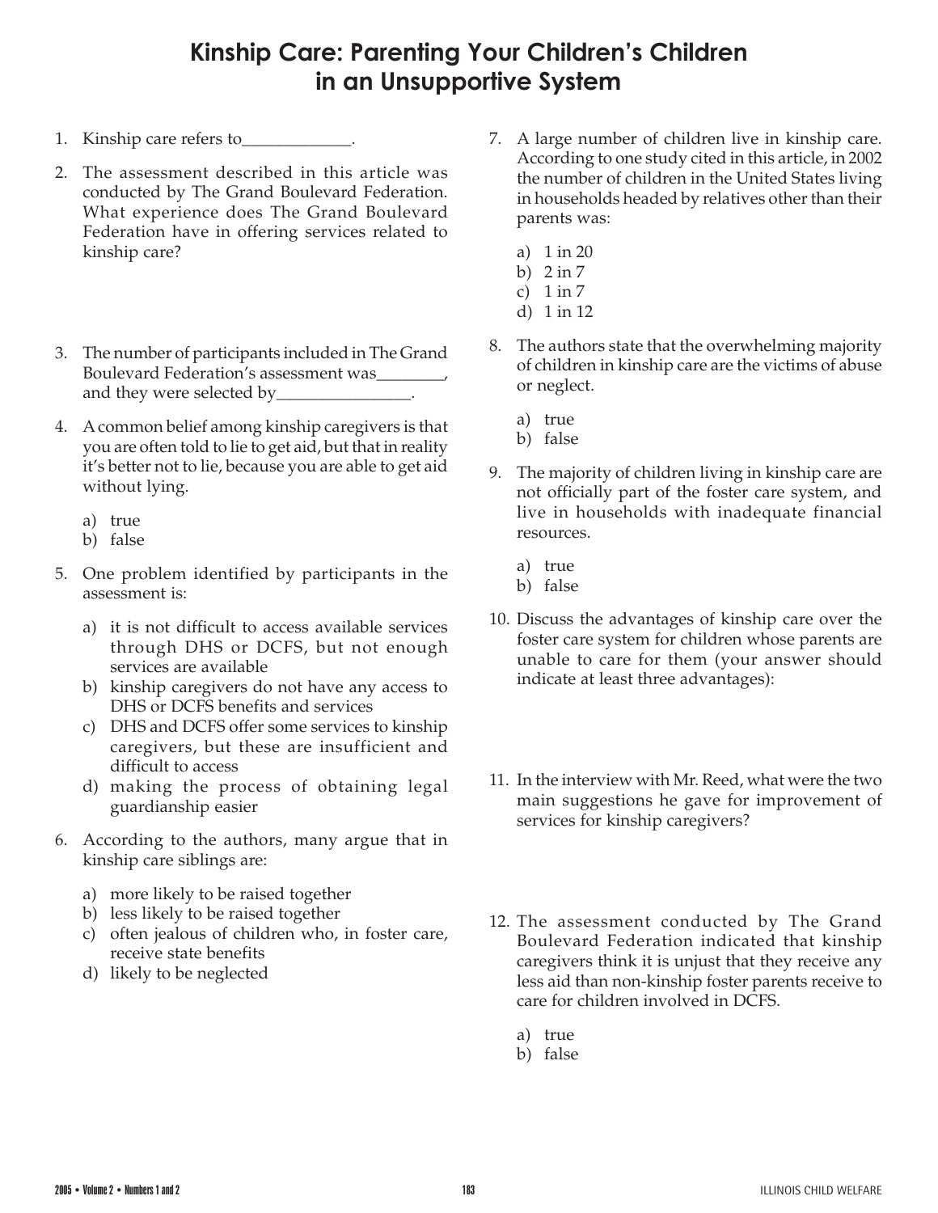# Kinship Care: Parenting Your Children's Children in an Unsupportive System

1. Kinship care refers to_____________.

2. The assessment described in this article was conducted by The Grand Boulevard Federation. What experience does The Grand Boulevard Federation have in offering services related to kinship care?

3. The number of participants included in The Grand Boulevard Federation's assessment was________, and they were selected by________________.

4. A common belief among kinship caregivers is that you are often told to lie to get aid, but that in reality it's better not to lie, because you are able to get aid without lying.

   a) true
   b) false

5. One problem identified by participants in the assessment is:

   a) it is not difficult to access available services through DHS or DCFS, but not enough services are available
   b) kinship caregivers do not have any access to DHS or DCFS benefits and services
   c) DHS and DCFS offer some services to kinship caregivers, but these are insufficient and difficult to access
   d) making the process of obtaining legal guardianship easier

6. According to the authors, many argue that in kinship care siblings are:

   a) more likely to be raised together
   b) less likely to be raised together
   c) often jealous of children who, in foster care, receive state benefits
   d) likely to be neglected

7. A large number of children live in kinship care. According to one study cited in this article, in 2002 the number of children in the United States living in households headed by relatives other than their parents was:

   a) 1 in 20
   b) 2 in 7
   c) 1 in 7
   d) 1 in 12

8. The authors state that the overwhelming majority of children in kinship care are the victims of abuse or neglect.

   a) true
   b) false

9. The majority of children living in kinship care are not officially part of the foster care system, and live in households with inadequate financial resources.

   a) true
   b) false

10. Discuss the advantages of kinship care over the foster care system for children whose parents are unable to care for them (your answer should indicate at least three advantages):

11. In the interview with Mr. Reed, what were the two main suggestions he gave for improvement of services for kinship caregivers?

12. The assessment conducted by The Grand Boulevard Federation indicated that kinship caregivers think it is unjust that they receive any less aid than non-kinship foster parents receive to care for children involved in DCFS.

    a) true
    b) false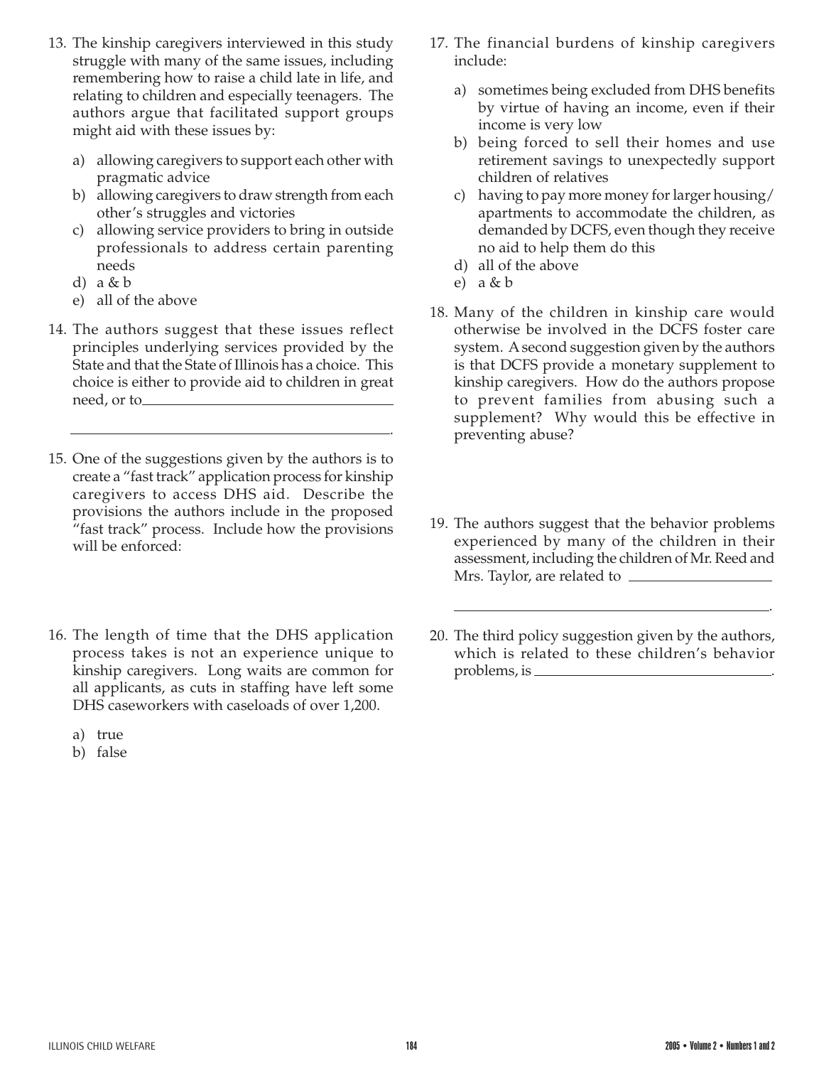13. The kinship caregivers interviewed in this study struggle with many of the same issues, including remembering how to raise a child late in life, and relating to children and especially teenagers. The authors argue that facilitated support groups might aid with these issues by:

    a) allowing caregivers to support each other with pragmatic advice
    b) allowing caregivers to draw strength from each other's struggles and victories
    c) allowing service providers to bring in outside professionals to address certain parenting needs
    d) a & b
    e) all of the above

14. The authors suggest that these issues reflect principles underlying services provided by the State and that the State of Illinois has a choice. This choice is either to provide aid to children in great need, or to\_\_\_\_\_\_\_\_\_\_\_\_\_\_\_\_\_\_\_\_\_\_\_\_\_\_\_\_\_\_\_\_\_\_\_\_\_\_\_\_\_\_\_\_\_\_\_\_\_\_\_\_\_\_\_\_\_\_\_\_\_\_\_\_\_\_\_\_\_\_\_\_\_\_\_\_\_\_\_\_\_.

15. One of the suggestions given by the authors is to create a "fast track" application process for kinship caregivers to access DHS aid. Describe the provisions the authors include in the proposed "fast track" process. Include how the provisions will be enforced:

16. The length of time that the DHS application process takes is not an experience unique to kinship caregivers. Long waits are common for all applicants, as cuts in staffing have left some DHS caseworkers with caseloads of over 1,200.

    a) true
    b) false

17. The financial burdens of kinship caregivers include:

    a) sometimes being excluded from DHS benefits by virtue of having an income, even if their income is very low
    b) being forced to sell their homes and use retirement savings to unexpectedly support children of relatives
    c) having to pay more money for larger housing/apartments to accommodate the children, as demanded by DCFS, even though they receive no aid to help them do this
    d) all of the above
    e) a & b

18. Many of the children in kinship care would otherwise be involved in the DCFS foster care system. A second suggestion given by the authors is that DCFS provide a monetary supplement to kinship caregivers. How do the authors propose to prevent families from abusing such a supplement? Why would this be effective in preventing abuse?

19. The authors suggest that the behavior problems experienced by many of the children in their assessment, including the children of Mr. Reed and Mrs. Taylor, are related to \_\_\_\_\_\_\_\_\_\_\_\_\_\_\_\_\_\_\_\_\_\_\_\_\_\_\_\_\_\_\_\_\_\_\_\_\_\_\_\_\_\_\_\_\_\_\_\_\_\_\_\_\_\_\_\_\_\_\_\_\_\_\_\_\_\_\_\_\_\_\_.

20. The third policy suggestion given by the authors, which is related to these children's behavior problems, is \_\_\_\_\_\_\_\_\_\_\_\_\_\_\_\_\_\_\_\_\_\_\_\_\_\_\_\_\_\_\_\_\_\_\_\_\_\_\_.